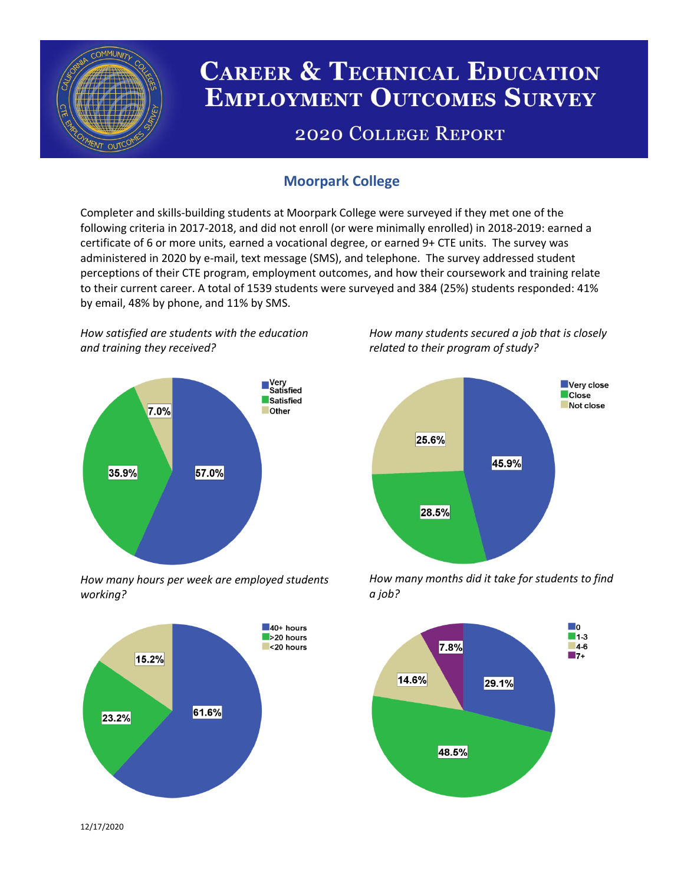# Career & Technical Education Employment Outcomes Survey

## 2020 College Report

### Moorpark College

Completer and skills-building students at Moorpark College were surveyed if they met one of the following criteria in 2017-2018, and did not enroll (or were minimally enrolled) in 2018-2019: earned a certificate of 6 or more units, earned a vocational degree, or earned 9+ CTE units. The survey was administered in 2020 by e-mail, text message (SMS), and telephone. The survey addressed student perceptions of their CTE program, employment outcomes, and how their coursework and training relate to their current career. A total of 1539 students were surveyed and 384 (25%) students responded: 41% by email, 48% by phone, and 11% by SMS.

*How satisfied are students with the education and training they received?*

| Response | Percent |
|---|---|
| Very Satisfied | 57.0% |
| Satisfied | 35.9% |
| Other | 7.0% |

*How many students secured a job that is closely related to their program of study?*

| Response | Percent |
|---|---|
| Very close | 45.9% |
| Close | 28.5% |
| Not close | 25.6% |

*How many hours per week are employed students working?*

| Response | Percent |
|---|---|
| 40+ hours | 61.6% |
| >20 hours | 23.2% |
| <20 hours | 15.2% |

*How many months did it take for students to find a job?*

| Response | Percent |
|---|---|
| 0 | 29.1% |
| 1-3 | 48.5% |
| 4-6 | 14.6% |
| 7+ | 7.8% |

12/17/2020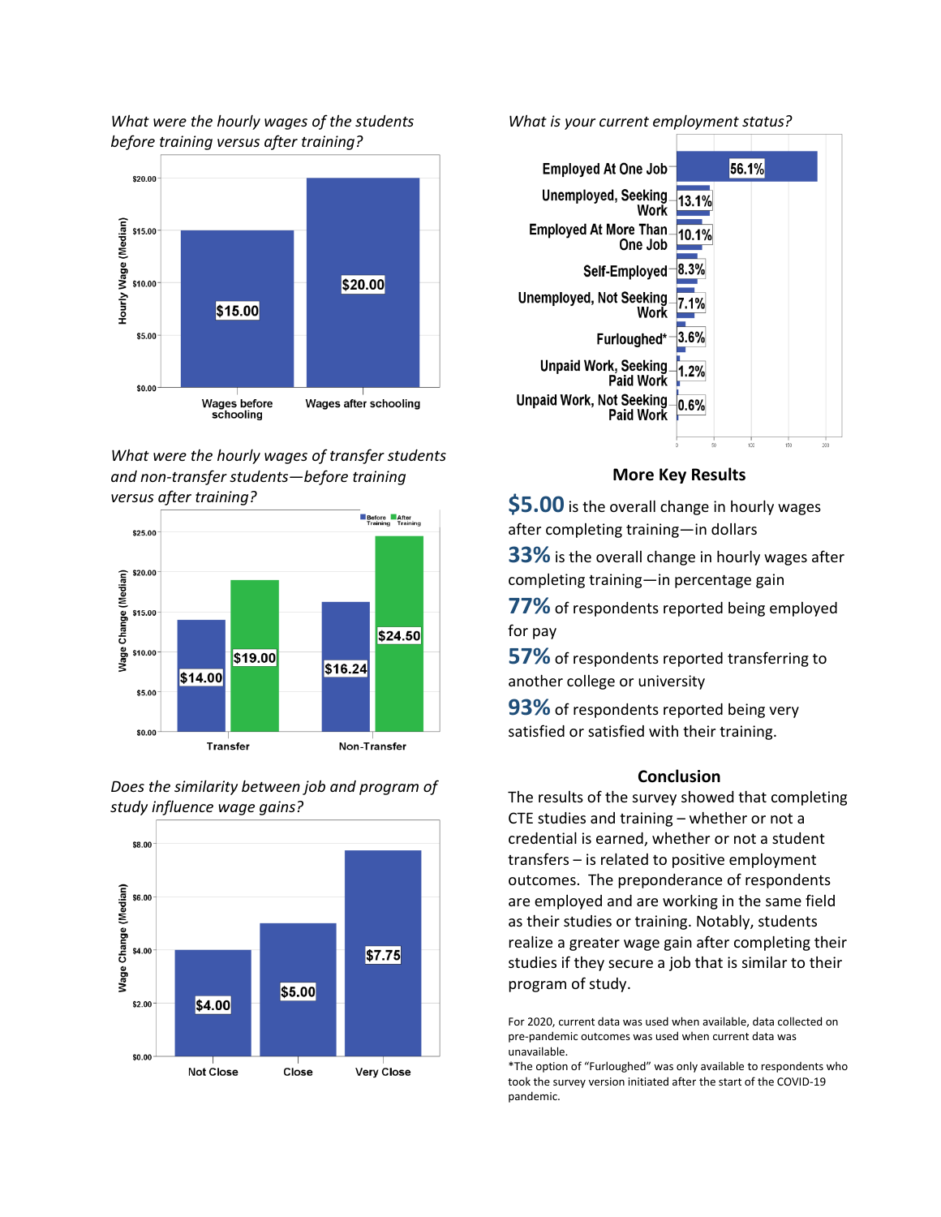*What were the hourly wages of the students before training versus after training?*

Hourly Wage (Median)

$20.00
$15.00
$10.00
$5.00
$0.00

$15.00
$20.00

Wages before schooling
Wages after schooling

*What were the hourly wages of transfer students and non-transfer students—before training versus after training?*

Before Training
After Training

Wage Change (Median)

$25.00
$20.00
$15.00
$10.00
$5.00
$0.00

$14.00
$19.00
$16.24
$24.50

Transfer
Non-Transfer

*Does the similarity between job and program of study influence wage gains?*

Wage Change (Median)

$8.00
$6.00
$4.00
$2.00
$0.00

$4.00
$5.00
$7.75

Not Close
Close
Very Close

*What is your current employment status?*

Employed At One Job
56.1%

Unemployed, Seeking Work
13.1%

Employed At More Than One Job
10.1%

Self-Employed
8.3%

Unemployed, Not Seeking Work
7.1%

Furloughed*
3.6%

Unpaid Work, Seeking Paid Work
1.2%

Unpaid Work, Not Seeking Paid Work
0.6%

0
50
100
150
200

## More Key Results

**$5.00** is the overall change in hourly wages after completing training—in dollars

**33%** is the overall change in hourly wages after completing training—in percentage gain

**77%** of respondents reported being employed for pay

**57%** of respondents reported transferring to another college or university

**93%** of respondents reported being very satisfied or satisfied with their training.

## Conclusion

The results of the survey showed that completing CTE studies and training – whether or not a credential is earned, whether or not a student transfers – is related to positive employment outcomes. The preponderance of respondents are employed and are working in the same field as their studies or training. Notably, students realize a greater wage gain after completing their studies if they secure a job that is similar to their program of study.

For 2020, current data was used when available, data collected on pre-pandemic outcomes was used when current data was unavailable.

*The option of "Furloughed" was only available to respondents who took the survey version initiated after the start of the COVID-19 pandemic.